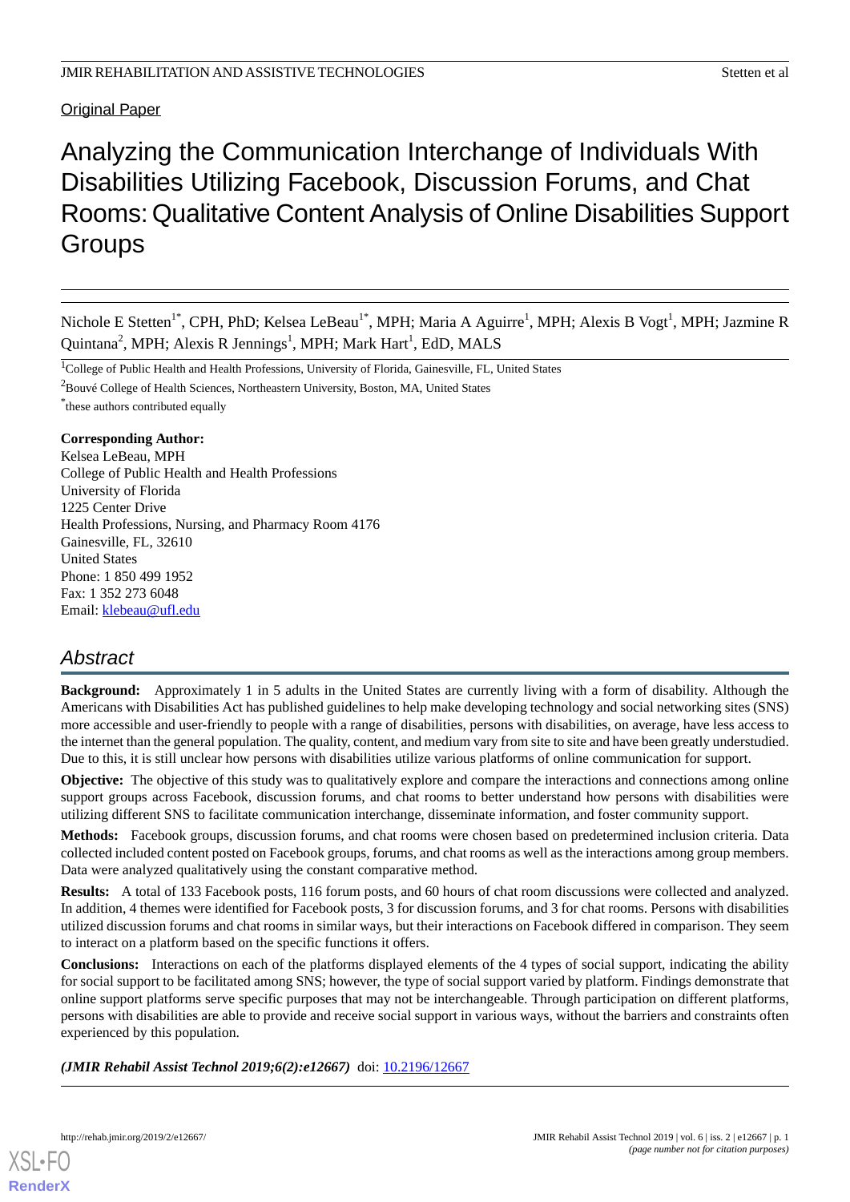Original Paper

# Analyzing the Communication Interchange of Individuals With Disabilities Utilizing Facebook, Discussion Forums, and Chat Rooms: Qualitative Content Analysis of Online Disabilities Support Groups

Nichole E Stetten[1*], CPH, PhD; Kelsea LeBeau[1*], MPH; Maria A Aguirre[1], MPH; Alexis B Vogt[1], MPH; Jazmine R Quintana[2], MPH; Alexis R Jennings[1], MPH; Mark Hart[1], EdD, MALS

[1]College of Public Health and Health Professions, University of Florida, Gainesville, FL, United States

[2]Bouvé College of Health Sciences, Northeastern University, Boston, MA, United States

[*]these authors contributed equally

**Corresponding Author:**
Kelsea LeBeau, MPH
College of Public Health and Health Professions
University of Florida
1225 Center Drive
Health Professions, Nursing, and Pharmacy Room 4176
Gainesville, FL, 32610
United States
Phone: 1 850 499 1952
Fax: 1 352 273 6048
Email: klebeau@ufl.edu

## Abstract

**Background:** Approximately 1 in 5 adults in the United States are currently living with a form of disability. Although the Americans with Disabilities Act has published guidelines to help make developing technology and social networking sites (SNS) more accessible and user-friendly to people with a range of disabilities, persons with disabilities, on average, have less access to the internet than the general population. The quality, content, and medium vary from site to site and have been greatly understudied. Due to this, it is still unclear how persons with disabilities utilize various platforms of online communication for support.

**Objective:** The objective of this study was to qualitatively explore and compare the interactions and connections among online support groups across Facebook, discussion forums, and chat rooms to better understand how persons with disabilities were utilizing different SNS to facilitate communication interchange, disseminate information, and foster community support.

**Methods:** Facebook groups, discussion forums, and chat rooms were chosen based on predetermined inclusion criteria. Data collected included content posted on Facebook groups, forums, and chat rooms as well as the interactions among group members. Data were analyzed qualitatively using the constant comparative method.

**Results:** A total of 133 Facebook posts, 116 forum posts, and 60 hours of chat room discussions were collected and analyzed. In addition, 4 themes were identified for Facebook posts, 3 for discussion forums, and 3 for chat rooms. Persons with disabilities utilized discussion forums and chat rooms in similar ways, but their interactions on Facebook differed in comparison. They seem to interact on a platform based on the specific functions it offers.

**Conclusions:** Interactions on each of the platforms displayed elements of the 4 types of social support, indicating the ability for social support to be facilitated among SNS; however, the type of social support varied by platform. Findings demonstrate that online support platforms serve specific purposes that may not be interchangeable. Through participation on different platforms, persons with disabilities are able to provide and receive social support in various ways, without the barriers and constraints often experienced by this population.

***(JMIR Rehabil Assist Technol 2019;6(2):e12667)*** doi: 10.2196/12667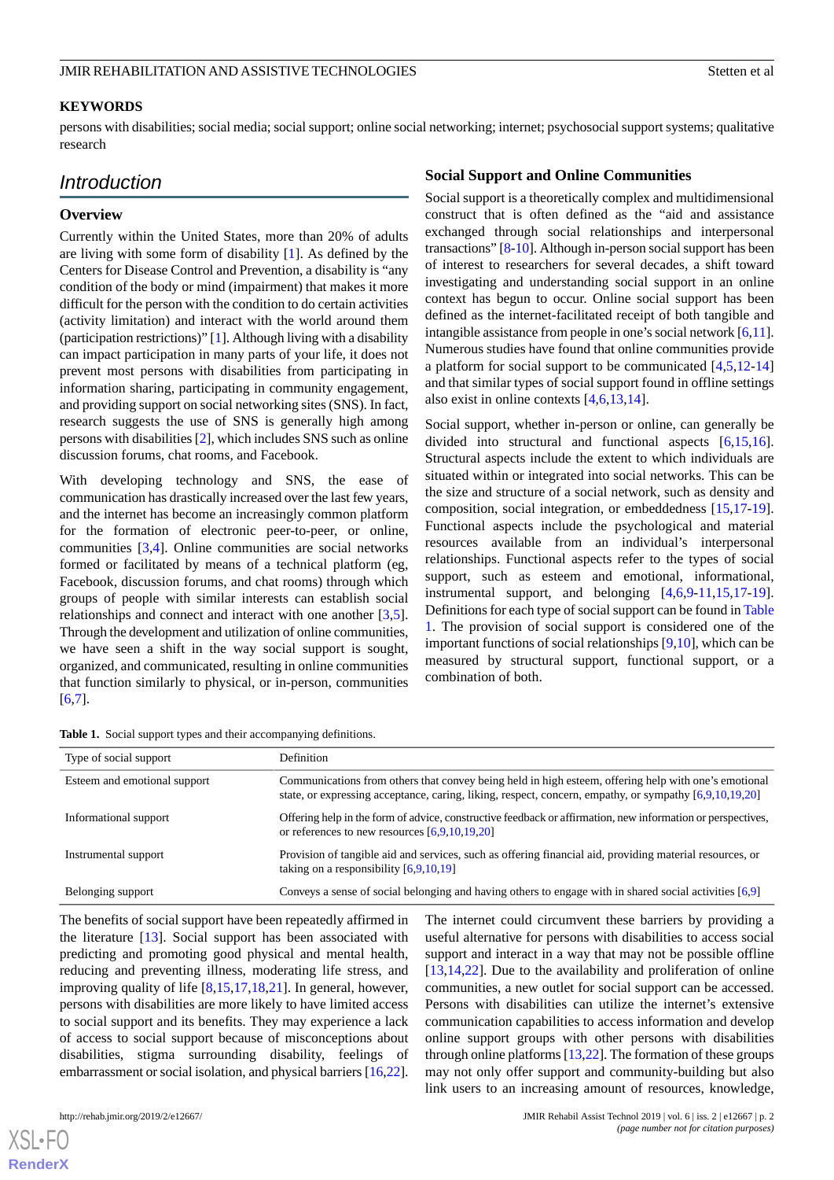**KEYWORDS**

persons with disabilities; social media; social support; online social networking; internet; psychosocial support systems; qualitative research

## Introduction

### Overview

Currently within the United States, more than 20% of adults are living with some form of disability [1]. As defined by the Centers for Disease Control and Prevention, a disability is "any condition of the body or mind (impairment) that makes it more difficult for the person with the condition to do certain activities (activity limitation) and interact with the world around them (participation restrictions)" [1]. Although living with a disability can impact participation in many parts of your life, it does not prevent most persons with disabilities from participating in information sharing, participating in community engagement, and providing support on social networking sites (SNS). In fact, research suggests the use of SNS is generally high among persons with disabilities [2], which includes SNS such as online discussion forums, chat rooms, and Facebook.

With developing technology and SNS, the ease of communication has drastically increased over the last few years, and the internet has become an increasingly common platform for the formation of electronic peer-to-peer, or online, communities [3,4]. Online communities are social networks formed or facilitated by means of a technical platform (eg, Facebook, discussion forums, and chat rooms) through which groups of people with similar interests can establish social relationships and connect and interact with one another [3,5]. Through the development and utilization of online communities, we have seen a shift in the way social support is sought, organized, and communicated, resulting in online communities that function similarly to physical, or in-person, communities [6,7].

### Social Support and Online Communities

Social support is a theoretically complex and multidimensional construct that is often defined as the "aid and assistance exchanged through social relationships and interpersonal transactions" [8-10]. Although in-person social support has been of interest to researchers for several decades, a shift toward investigating and understanding social support in an online context has begun to occur. Online social support has been defined as the internet-facilitated receipt of both tangible and intangible assistance from people in one's social network [6,11]. Numerous studies have found that online communities provide a platform for social support to be communicated [4,5,12-14] and that similar types of social support found in offline settings also exist in online contexts [4,6,13,14].

Social support, whether in-person or online, can generally be divided into structural and functional aspects [6,15,16]. Structural aspects include the extent to which individuals are situated within or integrated into social networks. This can be the size and structure of a social network, such as density and composition, social integration, or embeddedness [15,17-19]. Functional aspects include the psychological and material resources available from an individual's interpersonal relationships. Functional aspects refer to the types of social support, such as esteem and emotional, informational, instrumental support, and belonging [4,6,9-11,15,17-19]. Definitions for each type of social support can be found in Table 1. The provision of social support is considered one of the important functions of social relationships [9,10], which can be measured by structural support, functional support, or a combination of both.

**Table 1.** Social support types and their accompanying definitions.

| Type of social support | Definition |
|---|---|
| Esteem and emotional support | Communications from others that convey being held in high esteem, offering help with one's emotional state, or expressing acceptance, caring, liking, respect, concern, empathy, or sympathy [6,9,10,19,20] |
| Informational support | Offering help in the form of advice, constructive feedback or affirmation, new information or perspectives, or references to new resources [6,9,10,19,20] |
| Instrumental support | Provision of tangible aid and services, such as offering financial aid, providing material resources, or taking on a responsibility [6,9,10,19] |
| Belonging support | Conveys a sense of social belonging and having others to engage with in shared social activities [6,9] |

The benefits of social support have been repeatedly affirmed in the literature [13]. Social support has been associated with predicting and promoting good physical and mental health, reducing and preventing illness, moderating life stress, and improving quality of life [8,15,17,18,21]. In general, however, persons with disabilities are more likely to have limited access to social support and its benefits. They may experience a lack of access to social support because of misconceptions about disabilities, stigma surrounding disability, feelings of embarrassment or social isolation, and physical barriers [16,22].

The internet could circumvent these barriers by providing a useful alternative for persons with disabilities to access social support and interact in a way that may not be possible offline [13,14,22]. Due to the availability and proliferation of online communities, a new outlet for social support can be accessed. Persons with disabilities can utilize the internet's extensive communication capabilities to access information and develop online support groups with other persons with disabilities through online platforms [13,22]. The formation of these groups may not only offer support and community-building but also link users to an increasing amount of resources, knowledge,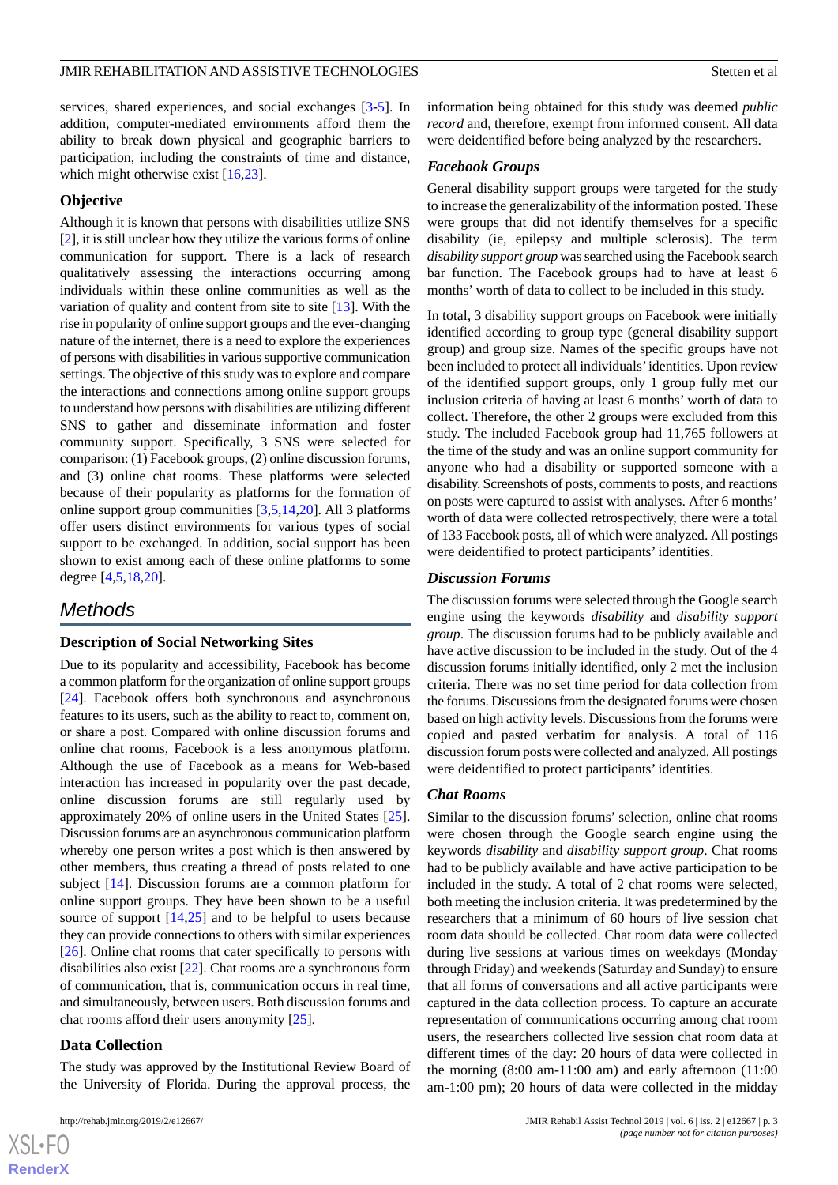services, shared experiences, and social exchanges [3-5]. In addition, computer-mediated environments afford them the ability to break down physical and geographic barriers to participation, including the constraints of time and distance, which might otherwise exist [16,23].

### Objective

Although it is known that persons with disabilities utilize SNS [2], it is still unclear how they utilize the various forms of online communication for support. There is a lack of research qualitatively assessing the interactions occurring among individuals within these online communities as well as the variation of quality and content from site to site [13]. With the rise in popularity of online support groups and the ever-changing nature of the internet, there is a need to explore the experiences of persons with disabilities in various supportive communication settings. The objective of this study was to explore and compare the interactions and connections among online support groups to understand how persons with disabilities are utilizing different SNS to gather and disseminate information and foster community support. Specifically, 3 SNS were selected for comparison: (1) Facebook groups, (2) online discussion forums, and (3) online chat rooms. These platforms were selected because of their popularity as platforms for the formation of online support group communities [3,5,14,20]. All 3 platforms offer users distinct environments for various types of social support to be exchanged. In addition, social support has been shown to exist among each of these online platforms to some degree [4,5,18,20].

## Methods

### Description of Social Networking Sites

Due to its popularity and accessibility, Facebook has become a common platform for the organization of online support groups [24]. Facebook offers both synchronous and asynchronous features to its users, such as the ability to react to, comment on, or share a post. Compared with online discussion forums and online chat rooms, Facebook is a less anonymous platform. Although the use of Facebook as a means for Web-based interaction has increased in popularity over the past decade, online discussion forums are still regularly used by approximately 20% of online users in the United States [25]. Discussion forums are an asynchronous communication platform whereby one person writes a post which is then answered by other members, thus creating a thread of posts related to one subject [14]. Discussion forums are a common platform for online support groups. They have been shown to be a useful source of support [14,25] and to be helpful to users because they can provide connections to others with similar experiences [26]. Online chat rooms that cater specifically to persons with disabilities also exist [22]. Chat rooms are a synchronous form of communication, that is, communication occurs in real time, and simultaneously, between users. Both discussion forums and chat rooms afford their users anonymity [25].

### Data Collection

The study was approved by the Institutional Review Board of the University of Florida. During the approval process, the information being obtained for this study was deemed *public record* and, therefore, exempt from informed consent. All data were deidentified before being analyzed by the researchers.

#### *Facebook Groups*

General disability support groups were targeted for the study to increase the generalizability of the information posted. These were groups that did not identify themselves for a specific disability (ie, epilepsy and multiple sclerosis). The term *disability support group* was searched using the Facebook search bar function. The Facebook groups had to have at least 6 months' worth of data to collect to be included in this study.

In total, 3 disability support groups on Facebook were initially identified according to group type (general disability support group) and group size. Names of the specific groups have not been included to protect all individuals' identities. Upon review of the identified support groups, only 1 group fully met our inclusion criteria of having at least 6 months' worth of data to collect. Therefore, the other 2 groups were excluded from this study. The included Facebook group had 11,765 followers at the time of the study and was an online support community for anyone who had a disability or supported someone with a disability. Screenshots of posts, comments to posts, and reactions on posts were captured to assist with analyses. After 6 months' worth of data were collected retrospectively, there were a total of 133 Facebook posts, all of which were analyzed. All postings were deidentified to protect participants' identities.

#### *Discussion Forums*

The discussion forums were selected through the Google search engine using the keywords *disability* and *disability support group*. The discussion forums had to be publicly available and have active discussion to be included in the study. Out of the 4 discussion forums initially identified, only 2 met the inclusion criteria. There was no set time period for data collection from the forums. Discussions from the designated forums were chosen based on high activity levels. Discussions from the forums were copied and pasted verbatim for analysis. A total of 116 discussion forum posts were collected and analyzed. All postings were deidentified to protect participants' identities.

#### *Chat Rooms*

Similar to the discussion forums' selection, online chat rooms were chosen through the Google search engine using the keywords *disability* and *disability support group*. Chat rooms had to be publicly available and have active participation to be included in the study. A total of 2 chat rooms were selected, both meeting the inclusion criteria. It was predetermined by the researchers that a minimum of 60 hours of live session chat room data should be collected. Chat room data were collected during live sessions at various times on weekdays (Monday through Friday) and weekends (Saturday and Sunday) to ensure that all forms of conversations and all active participants were captured in the data collection process. To capture an accurate representation of communications occurring among chat room users, the researchers collected live session chat room data at different times of the day: 20 hours of data were collected in the morning (8:00 am-11:00 am) and early afternoon (11:00 am-1:00 pm); 20 hours of data were collected in the midday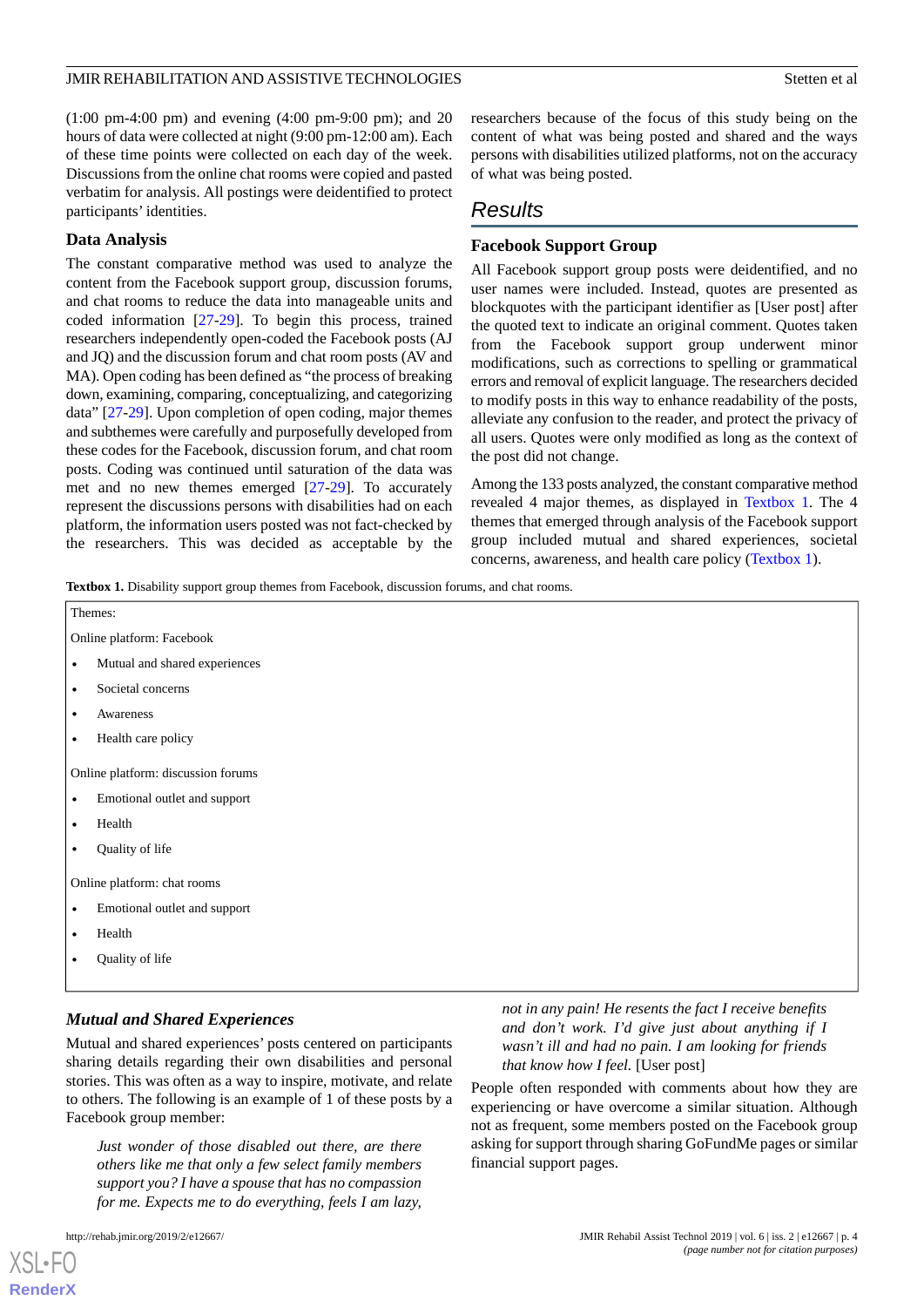(1:00 pm-4:00 pm) and evening (4:00 pm-9:00 pm); and 20 hours of data were collected at night (9:00 pm-12:00 am). Each of these time points were collected on each day of the week. Discussions from the online chat rooms were copied and pasted verbatim for analysis. All postings were deidentified to protect participants' identities.

### Data Analysis

The constant comparative method was used to analyze the content from the Facebook support group, discussion forums, and chat rooms to reduce the data into manageable units and coded information [27-29]. To begin this process, trained researchers independently open-coded the Facebook posts (AJ and JQ) and the discussion forum and chat room posts (AV and MA). Open coding has been defined as "the process of breaking down, examining, comparing, conceptualizing, and categorizing data" [27-29]. Upon completion of open coding, major themes and subthemes were carefully and purposefully developed from these codes for the Facebook, discussion forum, and chat room posts. Coding was continued until saturation of the data was met and no new themes emerged [27-29]. To accurately represent the discussions persons with disabilities had on each platform, the information users posted was not fact-checked by the researchers. This was decided as acceptable by the researchers because of the focus of this study being on the content of what was being posted and shared and the ways persons with disabilities utilized platforms, not on the accuracy of what was being posted.

## Results

### Facebook Support Group

All Facebook support group posts were deidentified, and no user names were included. Instead, quotes are presented as blockquotes with the participant identifier as [User post] after the quoted text to indicate an original comment. Quotes taken from the Facebook support group underwent minor modifications, such as corrections to spelling or grammatical errors and removal of explicit language. The researchers decided to modify posts in this way to enhance readability of the posts, alleviate any confusion to the reader, and protect the privacy of all users. Quotes were only modified as long as the context of the post did not change.

Among the 133 posts analyzed, the constant comparative method revealed 4 major themes, as displayed in Textbox 1. The 4 themes that emerged through analysis of the Facebook support group included mutual and shared experiences, societal concerns, awareness, and health care policy (Textbox 1).

**Textbox 1.** Disability support group themes from Facebook, discussion forums, and chat rooms.

Themes:

Online platform: Facebook

- Mutual and shared experiences
- Societal concerns
- Awareness
- Health care policy

Online platform: discussion forums

- Emotional outlet and support
- Health
- Quality of life

Online platform: chat rooms

- Emotional outlet and support
- Health
- Quality of life

#### *Mutual and Shared Experiences*

Mutual and shared experiences' posts centered on participants sharing details regarding their own disabilities and personal stories. This was often as a way to inspire, motivate, and relate to others. The following is an example of 1 of these posts by a Facebook group member:

> *Just wonder of those disabled out there, are there others like me that only a few select family members support you? I have a spouse that has no compassion for me. Expects me to do everything, feels I am lazy, not in any pain! He resents the fact I receive benefits and don't work. I'd give just about anything if I wasn't ill and had no pain. I am looking for friends that know how I feel.* [User post]

People often responded with comments about how they are experiencing or have overcome a similar situation. Although not as frequent, some members posted on the Facebook group asking for support through sharing GoFundMe pages or similar financial support pages.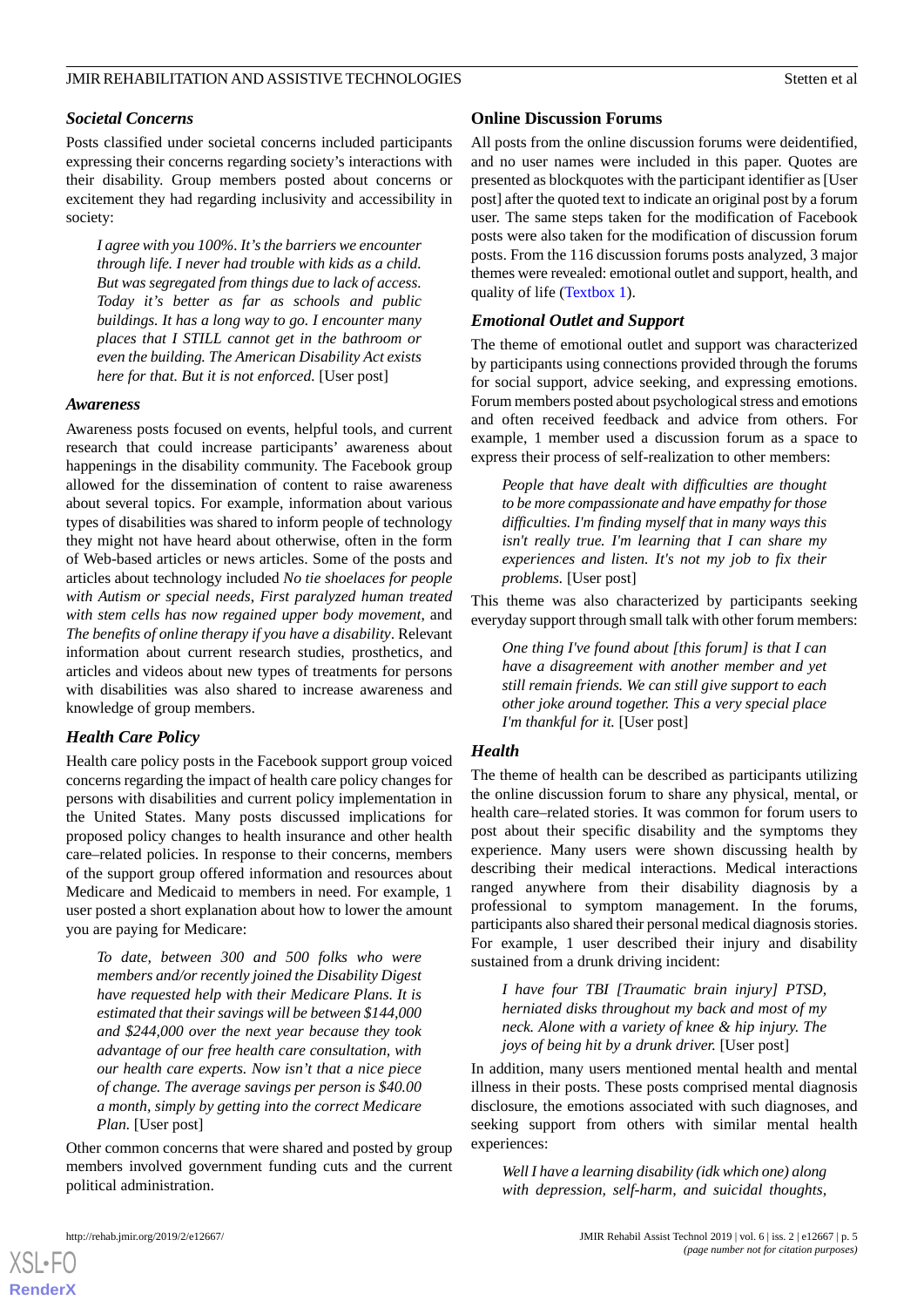### *Societal Concerns*

Posts classified under societal concerns included participants expressing their concerns regarding society's interactions with their disability. Group members posted about concerns or excitement they had regarding inclusivity and accessibility in society:

> *I agree with you 100%. It's the barriers we encounter through life. I never had trouble with kids as a child. But was segregated from things due to lack of access. Today it's better as far as schools and public buildings. It has a long way to go. I encounter many places that I STILL cannot get in the bathroom or even the building. The American Disability Act exists here for that. But it is not enforced.* [User post]

### *Awareness*

Awareness posts focused on events, helpful tools, and current research that could increase participants' awareness about happenings in the disability community. The Facebook group allowed for the dissemination of content to raise awareness about several topics. For example, information about various types of disabilities was shared to inform people of technology they might not have heard about otherwise, often in the form of Web-based articles or news articles. Some of the posts and articles about technology included *No tie shoelaces for people with Autism or special needs*, *First paralyzed human treated with stem cells has now regained upper body movement*, and *The benefits of online therapy if you have a disability*. Relevant information about current research studies, prosthetics, and articles and videos about new types of treatments for persons with disabilities was also shared to increase awareness and knowledge of group members.

### *Health Care Policy*

Health care policy posts in the Facebook support group voiced concerns regarding the impact of health care policy changes for persons with disabilities and current policy implementation in the United States. Many posts discussed implications for proposed policy changes to health insurance and other health care–related policies. In response to their concerns, members of the support group offered information and resources about Medicare and Medicaid to members in need. For example, 1 user posted a short explanation about how to lower the amount you are paying for Medicare:

> *To date, between 300 and 500 folks who were members and/or recently joined the Disability Digest have requested help with their Medicare Plans. It is estimated that their savings will be between $144,000 and $244,000 over the next year because they took advantage of our free health care consultation, with our health care experts. Now isn't that a nice piece of change. The average savings per person is $40.00 a month, simply by getting into the correct Medicare Plan.* [User post]

Other common concerns that were shared and posted by group members involved government funding cuts and the current political administration.

## Online Discussion Forums

All posts from the online discussion forums were deidentified, and no user names were included in this paper. Quotes are presented as blockquotes with the participant identifier as [User post] after the quoted text to indicate an original post by a forum user. The same steps taken for the modification of Facebook posts were also taken for the modification of discussion forum posts. From the 116 discussion forums posts analyzed, 3 major themes were revealed: emotional outlet and support, health, and quality of life (Textbox 1).

### *Emotional Outlet and Support*

The theme of emotional outlet and support was characterized by participants using connections provided through the forums for social support, advice seeking, and expressing emotions. Forum members posted about psychological stress and emotions and often received feedback and advice from others. For example, 1 member used a discussion forum as a space to express their process of self-realization to other members:

> *People that have dealt with difficulties are thought to be more compassionate and have empathy for those difficulties. I'm finding myself that in many ways this isn't really true. I'm learning that I can share my experiences and listen. It's not my job to fix their problems.* [User post]

This theme was also characterized by participants seeking everyday support through small talk with other forum members:

> *One thing I've found about [this forum] is that I can have a disagreement with another member and yet still remain friends. We can still give support to each other joke around together. This a very special place I'm thankful for it.* [User post]

### *Health*

The theme of health can be described as participants utilizing the online discussion forum to share any physical, mental, or health care–related stories. It was common for forum users to post about their specific disability and the symptoms they experience. Many users were shown discussing health by describing their medical interactions. Medical interactions ranged anywhere from their disability diagnosis by a professional to symptom management. In the forums, participants also shared their personal medical diagnosis stories. For example, 1 user described their injury and disability sustained from a drunk driving incident:

> *I have four TBI [Traumatic brain injury] PTSD, herniated disks throughout my back and most of my neck. Alone with a variety of knee & hip injury. The joys of being hit by a drunk driver.* [User post]

In addition, many users mentioned mental health and mental illness in their posts. These posts comprised mental diagnosis disclosure, the emotions associated with such diagnoses, and seeking support from others with similar mental health experiences:

> *Well I have a learning disability (idk which one) along with depression, self-harm, and suicidal thoughts,*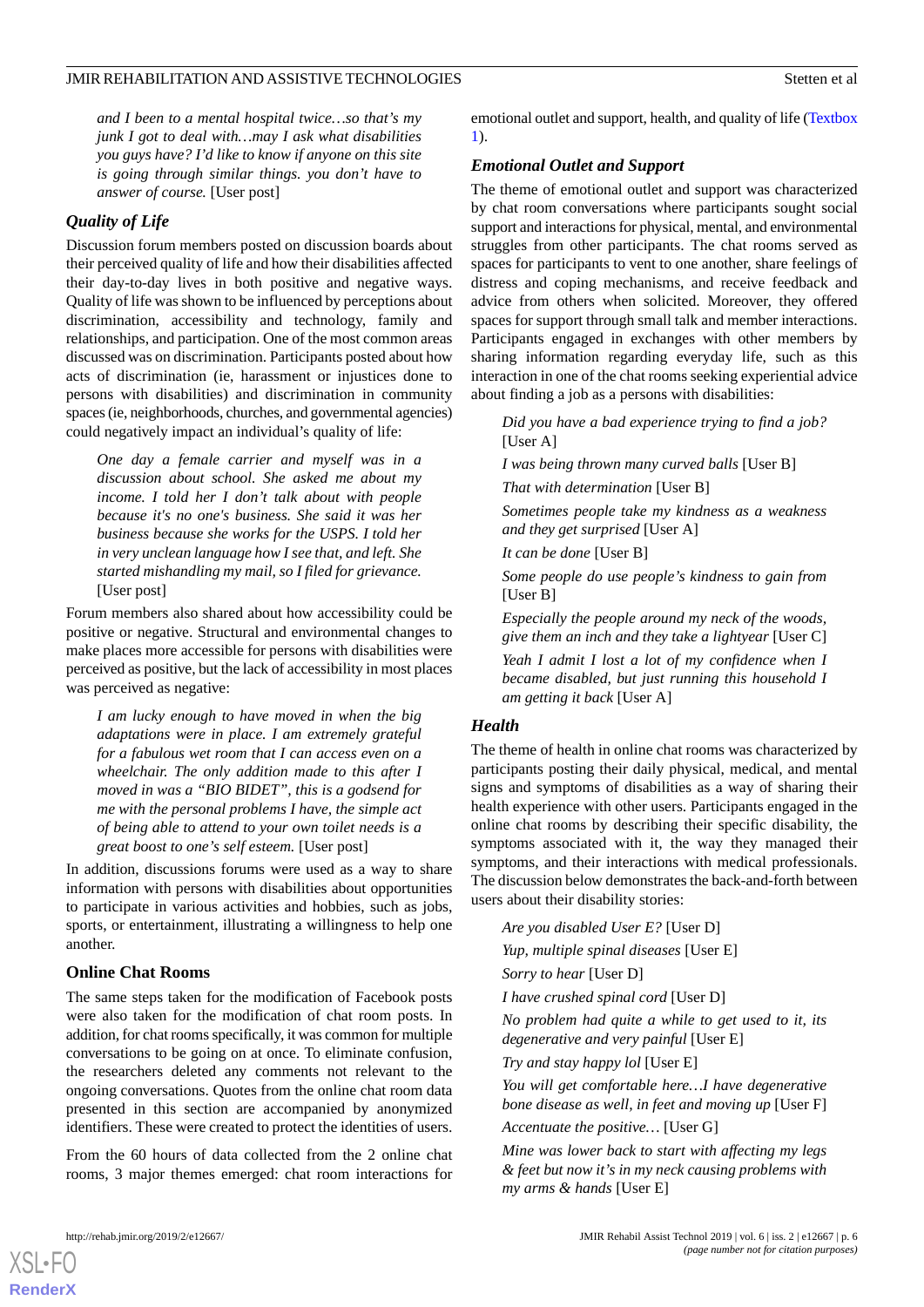*and I been to a mental hospital twice…so that's my junk I got to deal with…may I ask what disabilities you guys have? I'd like to know if anyone on this site is going through similar things. you don't have to answer of course.* [User post]

### Quality of Life

Discussion forum members posted on discussion boards about their perceived quality of life and how their disabilities affected their day-to-day lives in both positive and negative ways. Quality of life was shown to be influenced by perceptions about discrimination, accessibility and technology, family and relationships, and participation. One of the most common areas discussed was on discrimination. Participants posted about how acts of discrimination (ie, harassment or injustices done to persons with disabilities) and discrimination in community spaces (ie, neighborhoods, churches, and governmental agencies) could negatively impact an individual's quality of life:

> *One day a female carrier and myself was in a discussion about school. She asked me about my income. I told her I don't talk about with people because it's no one's business. She said it was her business because she works for the USPS. I told her in very unclean language how I see that, and left. She started mishandling my mail, so I filed for grievance.* [User post]

Forum members also shared about how accessibility could be positive or negative. Structural and environmental changes to make places more accessible for persons with disabilities were perceived as positive, but the lack of accessibility in most places was perceived as negative:

> *I am lucky enough to have moved in when the big adaptations were in place. I am extremely grateful for a fabulous wet room that I can access even on a wheelchair. The only addition made to this after I moved in was a "BIO BIDET", this is a godsend for me with the personal problems I have, the simple act of being able to attend to your own toilet needs is a great boost to one's self esteem.* [User post]

In addition, discussions forums were used as a way to share information with persons with disabilities about opportunities to participate in various activities and hobbies, such as jobs, sports, or entertainment, illustrating a willingness to help one another.

## Online Chat Rooms

The same steps taken for the modification of Facebook posts were also taken for the modification of chat room posts. In addition, for chat rooms specifically, it was common for multiple conversations to be going on at once. To eliminate confusion, the researchers deleted any comments not relevant to the ongoing conversations. Quotes from the online chat room data presented in this section are accompanied by anonymized identifiers. These were created to protect the identities of users.

From the 60 hours of data collected from the 2 online chat rooms, 3 major themes emerged: chat room interactions for emotional outlet and support, health, and quality of life (Textbox 1).

### Emotional Outlet and Support

The theme of emotional outlet and support was characterized by chat room conversations where participants sought social support and interactions for physical, mental, and environmental struggles from other participants. The chat rooms served as spaces for participants to vent to one another, share feelings of distress and coping mechanisms, and receive feedback and advice from others when solicited. Moreover, they offered spaces for support through small talk and member interactions. Participants engaged in exchanges with other members by sharing information regarding everyday life, such as this interaction in one of the chat rooms seeking experiential advice about finding a job as a persons with disabilities:

> *Did you have a bad experience trying to find a job?* [User A]
>
> *I was being thrown many curved balls* [User B]
>
> *That with determination* [User B]
>
> *Sometimes people take my kindness as a weakness and they get surprised* [User A]
>
> *It can be done* [User B]
>
> *Some people do use people's kindness to gain from* [User B]
>
> *Especially the people around my neck of the woods, give them an inch and they take a lightyear* [User C]
>
> *Yeah I admit I lost a lot of my confidence when I became disabled, but just running this household I am getting it back* [User A]

### Health

The theme of health in online chat rooms was characterized by participants posting their daily physical, medical, and mental signs and symptoms of disabilities as a way of sharing their health experience with other users. Participants engaged in the online chat rooms by describing their specific disability, the symptoms associated with it, the way they managed their symptoms, and their interactions with medical professionals. The discussion below demonstrates the back-and-forth between users about their disability stories:

> *Are you disabled User E?* [User D]
>
> *Yup, multiple spinal diseases* [User E]
>
> *Sorry to hear* [User D]
>
> *I have crushed spinal cord* [User D]
>
> *No problem had quite a while to get used to it, its degenerative and very painful* [User E]
>
> *Try and stay happy lol* [User E]
>
> *You will get comfortable here…I have degenerative bone disease as well, in feet and moving up* [User F]
>
> *Accentuate the positive…* [User G]
>
> *Mine was lower back to start with affecting my legs & feet but now it's in my neck causing problems with my arms & hands* [User E]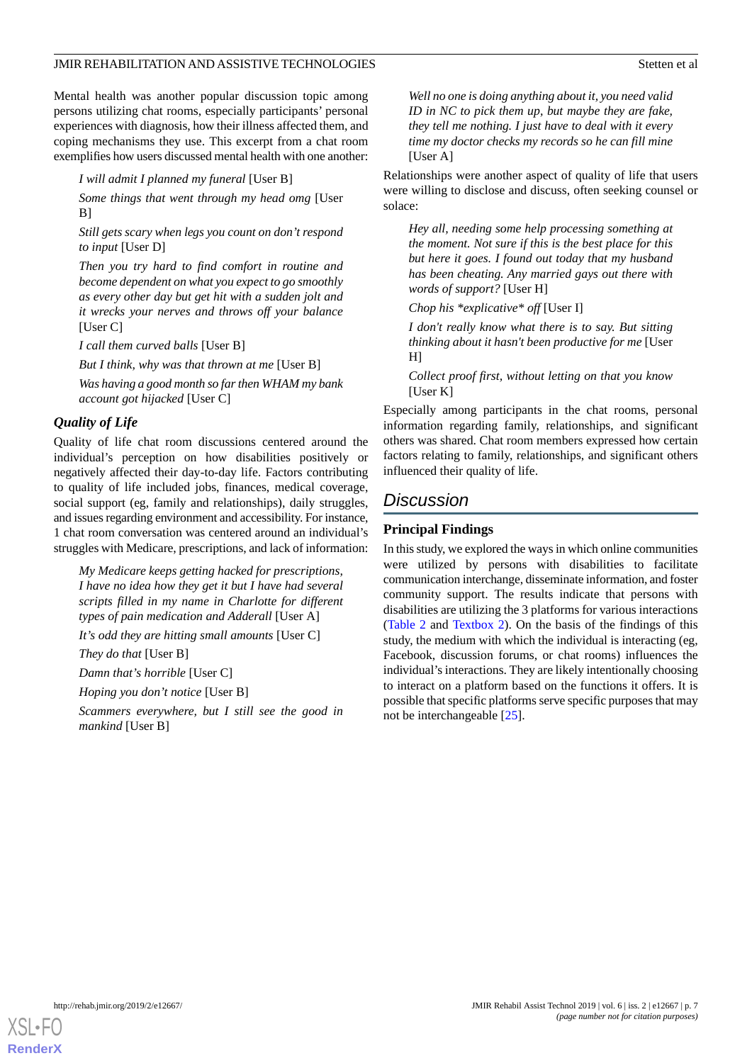Mental health was another popular discussion topic among persons utilizing chat rooms, especially participants' personal experiences with diagnosis, how their illness affected them, and coping mechanisms they use. This excerpt from a chat room exemplifies how users discussed mental health with one another:

> *I will admit I planned my funeral* [User B]
>
> *Some things that went through my head omg* [User B]
>
> *Still gets scary when legs you count on don't respond to input* [User D]
>
> *Then you try hard to find comfort in routine and become dependent on what you expect to go smoothly as every other day but get hit with a sudden jolt and it wrecks your nerves and throws off your balance* [User C]
>
> *I call them curved balls* [User B]
>
> *But I think, why was that thrown at me* [User B]
>
> *Was having a good month so far then WHAM my bank account got hijacked* [User C]

### Quality of Life

Quality of life chat room discussions centered around the individual's perception on how disabilities positively or negatively affected their day-to-day life. Factors contributing to quality of life included jobs, finances, medical coverage, social support (eg, family and relationships), daily struggles, and issues regarding environment and accessibility. For instance, 1 chat room conversation was centered around an individual's struggles with Medicare, prescriptions, and lack of information:

> *My Medicare keeps getting hacked for prescriptions, I have no idea how they get it but I have had several scripts filled in my name in Charlotte for different types of pain medication and Adderall* [User A]
>
> *It's odd they are hitting small amounts* [User C]
>
> *They do that* [User B]
>
> *Damn that's horrible* [User C]
>
> *Hoping you don't notice* [User B]
>
> *Scammers everywhere, but I still see the good in mankind* [User B]
>
> *Well no one is doing anything about it, you need valid ID in NC to pick them up, but maybe they are fake, they tell me nothing. I just have to deal with it every time my doctor checks my records so he can fill mine* [User A]

Relationships were another aspect of quality of life that users were willing to disclose and discuss, often seeking counsel or solace:

> *Hey all, needing some help processing something at the moment. Not sure if this is the best place for this but here it goes. I found out today that my husband has been cheating. Any married gays out there with words of support?* [User H]
>
> *Chop his *explicative* off* [User I]
>
> *I don't really know what there is to say. But sitting thinking about it hasn't been productive for me* [User H]
>
> *Collect proof first, without letting on that you know* [User K]

Especially among participants in the chat rooms, personal information regarding family, relationships, and significant others was shared. Chat room members expressed how certain factors relating to family, relationships, and significant others influenced their quality of life.

## Discussion

### Principal Findings

In this study, we explored the ways in which online communities were utilized by persons with disabilities to facilitate communication interchange, disseminate information, and foster community support. The results indicate that persons with disabilities are utilizing the 3 platforms for various interactions (Table 2 and Textbox 2). On the basis of the findings of this study, the medium with which the individual is interacting (eg, Facebook, discussion forums, or chat rooms) influences the individual's interactions. They are likely intentionally choosing to interact on a platform based on the functions it offers. It is possible that specific platforms serve specific purposes that may not be interchangeable [25].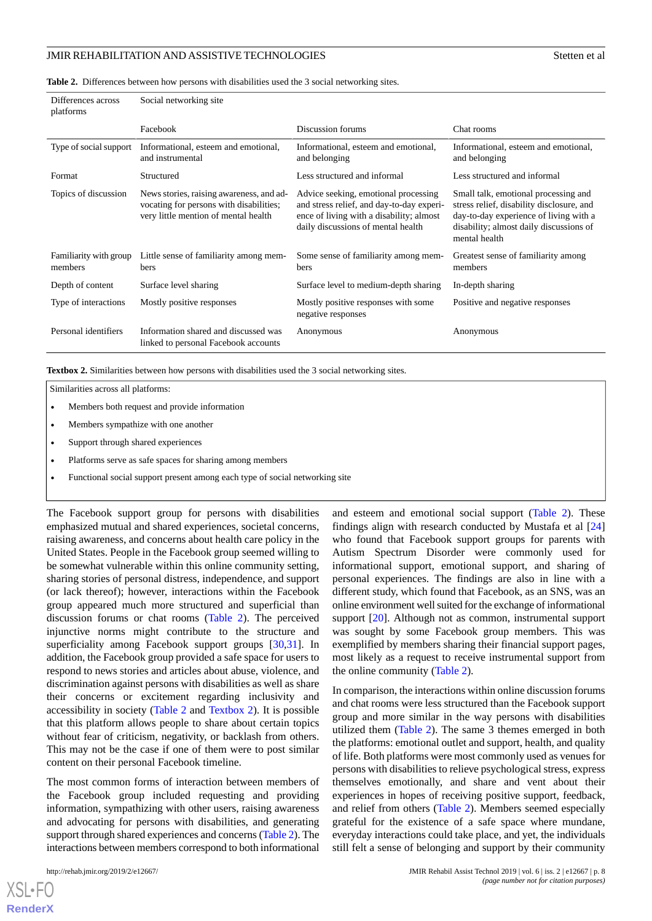**Table 2.** Differences between how persons with disabilities used the 3 social networking sites.

| Differences across platforms | Social networking site | | |
|---|---|---|---|
| | Facebook | Discussion forums | Chat rooms |
| Type of social support | Informational, esteem and emotional, and instrumental | Informational, esteem and emotional, and belonging | Informational, esteem and emotional, and belonging |
| Format | Structured | Less structured and informal | Less structured and informal |
| Topics of discussion | News stories, raising awareness, and advocating for persons with disabilities; very little mention of mental health | Advice seeking, emotional processing and stress relief, and day-to-day experience of living with a disability; almost daily discussions of mental health | Small talk, emotional processing and stress relief, disability disclosure, and day-to-day experience of living with a disability; almost daily discussions of mental health |
| Familiarity with group members | Little sense of familiarity among members | Some sense of familiarity among members | Greatest sense of familiarity among members |
| Depth of content | Surface level sharing | Surface level to medium-depth sharing | In-depth sharing |
| Type of interactions | Mostly positive responses | Mostly positive responses with some negative responses | Positive and negative responses |
| Personal identifiers | Information shared and discussed was linked to personal Facebook accounts | Anonymous | Anonymous |

**Textbox 2.** Similarities between how persons with disabilities used the 3 social networking sites.

Similarities across all platforms:

- Members both request and provide information
- Members sympathize with one another
- Support through shared experiences
- Platforms serve as safe spaces for sharing among members
- Functional social support present among each type of social networking site

The Facebook support group for persons with disabilities emphasized mutual and shared experiences, societal concerns, raising awareness, and concerns about health care policy in the United States. People in the Facebook group seemed willing to be somewhat vulnerable within this online community setting, sharing stories of personal distress, independence, and support (or lack thereof); however, interactions within the Facebook group appeared much more structured and superficial than discussion forums or chat rooms (Table 2). The perceived injunctive norms might contribute to the structure and superficiality among Facebook support groups [30,31]. In addition, the Facebook group provided a safe space for users to respond to news stories and articles about abuse, violence, and discrimination against persons with disabilities as well as share their concerns or excitement regarding inclusivity and accessibility in society (Table 2 and Textbox 2). It is possible that this platform allows people to share about certain topics without fear of criticism, negativity, or backlash from others. This may not be the case if one of them were to post similar content on their personal Facebook timeline.

The most common forms of interaction between members of the Facebook group included requesting and providing information, sympathizing with other users, raising awareness and advocating for persons with disabilities, and generating support through shared experiences and concerns (Table 2). The interactions between members correspond to both informational and esteem and emotional social support (Table 2). These findings align with research conducted by Mustafa et al [24] who found that Facebook support groups for parents with Autism Spectrum Disorder were commonly used for informational support, emotional support, and sharing of personal experiences. The findings are also in line with a different study, which found that Facebook, as an SNS, was an online environment well suited for the exchange of informational support [20]. Although not as common, instrumental support was sought by some Facebook group members. This was exemplified by members sharing their financial support pages, most likely as a request to receive instrumental support from the online community (Table 2).

In comparison, the interactions within online discussion forums and chat rooms were less structured than the Facebook support group and more similar in the way persons with disabilities utilized them (Table 2). The same 3 themes emerged in both the platforms: emotional outlet and support, health, and quality of life. Both platforms were most commonly used as venues for persons with disabilities to relieve psychological stress, express themselves emotionally, and share and vent about their experiences in hopes of receiving positive support, feedback, and relief from others (Table 2). Members seemed especially grateful for the existence of a safe space where mundane, everyday interactions could take place, and yet, the individuals still felt a sense of belonging and support by their community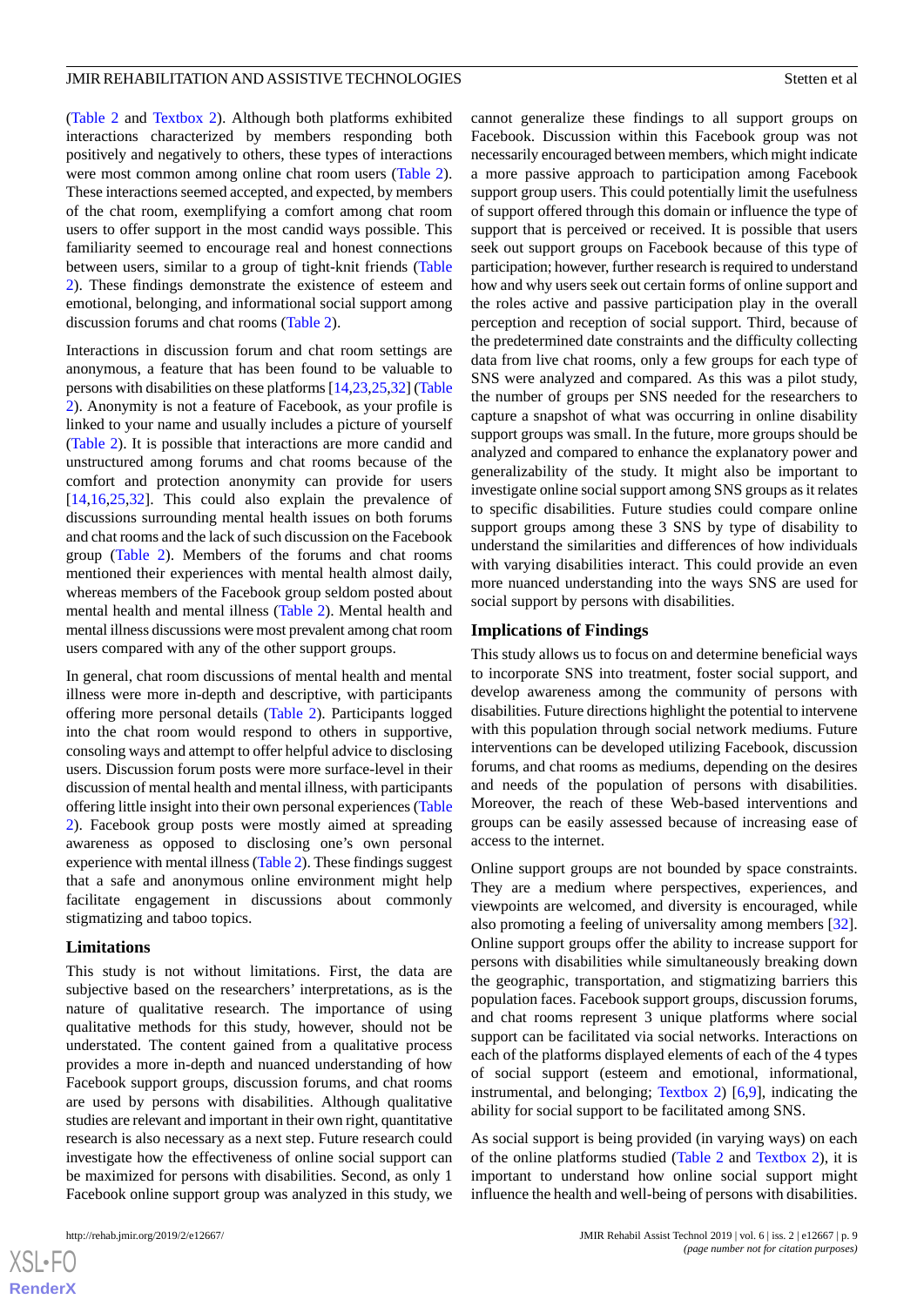(Table 2 and Textbox 2). Although both platforms exhibited interactions characterized by members responding both positively and negatively to others, these types of interactions were most common among online chat room users (Table 2). These interactions seemed accepted, and expected, by members of the chat room, exemplifying a comfort among chat room users to offer support in the most candid ways possible. This familiarity seemed to encourage real and honest connections between users, similar to a group of tight-knit friends (Table 2). These findings demonstrate the existence of esteem and emotional, belonging, and informational social support among discussion forums and chat rooms (Table 2).

Interactions in discussion forum and chat room settings are anonymous, a feature that has been found to be valuable to persons with disabilities on these platforms [14,23,25,32] (Table 2). Anonymity is not a feature of Facebook, as your profile is linked to your name and usually includes a picture of yourself (Table 2). It is possible that interactions are more candid and unstructured among forums and chat rooms because of the comfort and protection anonymity can provide for users [14,16,25,32]. This could also explain the prevalence of discussions surrounding mental health issues on both forums and chat rooms and the lack of such discussion on the Facebook group (Table 2). Members of the forums and chat rooms mentioned their experiences with mental health almost daily, whereas members of the Facebook group seldom posted about mental health and mental illness (Table 2). Mental health and mental illness discussions were most prevalent among chat room users compared with any of the other support groups.

In general, chat room discussions of mental health and mental illness were more in-depth and descriptive, with participants offering more personal details (Table 2). Participants logged into the chat room would respond to others in supportive, consoling ways and attempt to offer helpful advice to disclosing users. Discussion forum posts were more surface-level in their discussion of mental health and mental illness, with participants offering little insight into their own personal experiences (Table 2). Facebook group posts were mostly aimed at spreading awareness as opposed to disclosing one's own personal experience with mental illness (Table 2). These findings suggest that a safe and anonymous online environment might help facilitate engagement in discussions about commonly stigmatizing and taboo topics.

### Limitations

This study is not without limitations. First, the data are subjective based on the researchers' interpretations, as is the nature of qualitative research. The importance of using qualitative methods for this study, however, should not be understated. The content gained from a qualitative process provides a more in-depth and nuanced understanding of how Facebook support groups, discussion forums, and chat rooms are used by persons with disabilities. Although qualitative studies are relevant and important in their own right, quantitative research is also necessary as a next step. Future research could investigate how the effectiveness of online social support can be maximized for persons with disabilities. Second, as only 1 Facebook online support group was analyzed in this study, we cannot generalize these findings to all support groups on Facebook. Discussion within this Facebook group was not necessarily encouraged between members, which might indicate a more passive approach to participation among Facebook support group users. This could potentially limit the usefulness of support offered through this domain or influence the type of support that is perceived or received. It is possible that users seek out support groups on Facebook because of this type of participation; however, further research is required to understand how and why users seek out certain forms of online support and the roles active and passive participation play in the overall perception and reception of social support. Third, because of the predetermined date constraints and the difficulty collecting data from live chat rooms, only a few groups for each type of SNS were analyzed and compared. As this was a pilot study, the number of groups per SNS needed for the researchers to capture a snapshot of what was occurring in online disability support groups was small. In the future, more groups should be analyzed and compared to enhance the explanatory power and generalizability of the study. It might also be important to investigate online social support among SNS groups as it relates to specific disabilities. Future studies could compare online support groups among these 3 SNS by type of disability to understand the similarities and differences of how individuals with varying disabilities interact. This could provide an even more nuanced understanding into the ways SNS are used for social support by persons with disabilities.

### Implications of Findings

This study allows us to focus on and determine beneficial ways to incorporate SNS into treatment, foster social support, and develop awareness among the community of persons with disabilities. Future directions highlight the potential to intervene with this population through social network mediums. Future interventions can be developed utilizing Facebook, discussion forums, and chat rooms as mediums, depending on the desires and needs of the population of persons with disabilities. Moreover, the reach of these Web-based interventions and groups can be easily assessed because of increasing ease of access to the internet.

Online support groups are not bounded by space constraints. They are a medium where perspectives, experiences, and viewpoints are welcomed, and diversity is encouraged, while also promoting a feeling of universality among members [32]. Online support groups offer the ability to increase support for persons with disabilities while simultaneously breaking down the geographic, transportation, and stigmatizing barriers this population faces. Facebook support groups, discussion forums, and chat rooms represent 3 unique platforms where social support can be facilitated via social networks. Interactions on each of the platforms displayed elements of each of the 4 types of social support (esteem and emotional, informational, instrumental, and belonging; Textbox 2) [6,9], indicating the ability for social support to be facilitated among SNS.

As social support is being provided (in varying ways) on each of the online platforms studied (Table 2 and Textbox 2), it is important to understand how online social support might influence the health and well-being of persons with disabilities.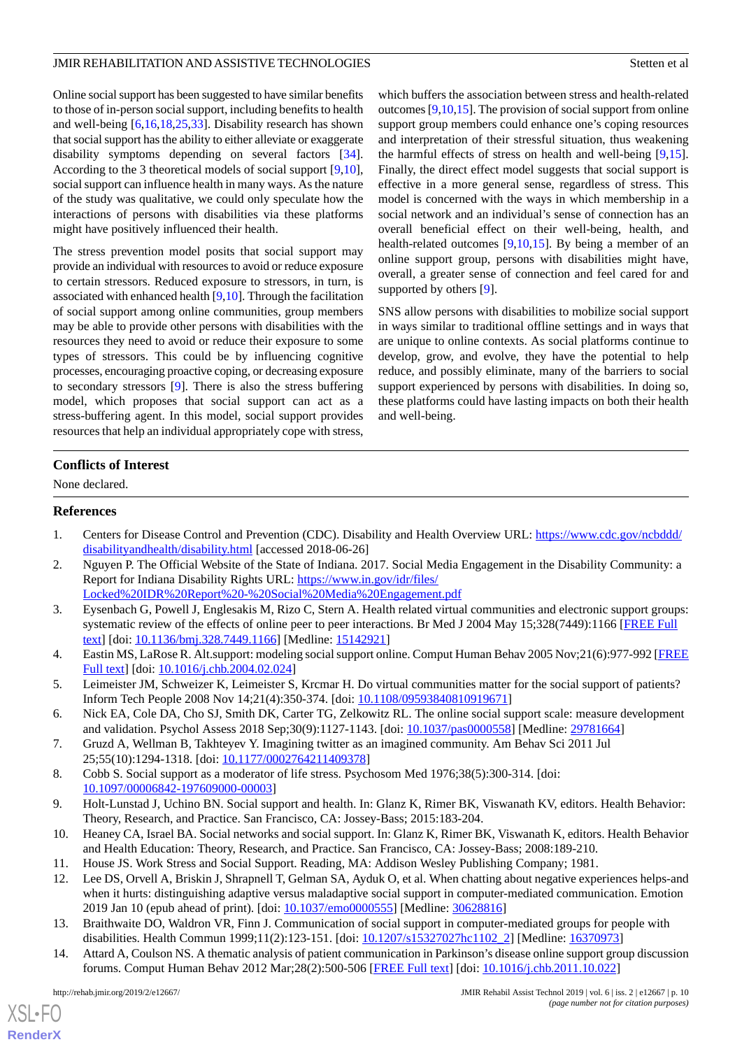Online social support has been suggested to have similar benefits to those of in-person social support, including benefits to health and well-being [6,16,18,25,33]. Disability research has shown that social support has the ability to either alleviate or exaggerate disability symptoms depending on several factors [34]. According to the 3 theoretical models of social support [9,10], social support can influence health in many ways. As the nature of the study was qualitative, we could only speculate how the interactions of persons with disabilities via these platforms might have positively influenced their health.

The stress prevention model posits that social support may provide an individual with resources to avoid or reduce exposure to certain stressors. Reduced exposure to stressors, in turn, is associated with enhanced health [9,10]. Through the facilitation of social support among online communities, group members may be able to provide other persons with disabilities with the resources they need to avoid or reduce their exposure to some types of stressors. This could be by influencing cognitive processes, encouraging proactive coping, or decreasing exposure to secondary stressors [9]. There is also the stress buffering model, which proposes that social support can act as a stress-buffering agent. In this model, social support provides resources that help an individual appropriately cope with stress, which buffers the association between stress and health-related outcomes [9,10,15]. The provision of social support from online support group members could enhance one's coping resources and interpretation of their stressful situation, thus weakening the harmful effects of stress on health and well-being [9,15]. Finally, the direct effect model suggests that social support is effective in a more general sense, regardless of stress. This model is concerned with the ways in which membership in a social network and an individual's sense of connection has an overall beneficial effect on their well-being, health, and health-related outcomes [9,10,15]. By being a member of an online support group, persons with disabilities might have, overall, a greater sense of connection and feel cared for and supported by others [9].

SNS allow persons with disabilities to mobilize social support in ways similar to traditional offline settings and in ways that are unique to online contexts. As social platforms continue to develop, grow, and evolve, they have the potential to help reduce, and possibly eliminate, many of the barriers to social support experienced by persons with disabilities. In doing so, these platforms could have lasting impacts on both their health and well-being.

## Conflicts of Interest

None declared.

## References

1. Centers for Disease Control and Prevention (CDC). Disability and Health Overview URL: https://www.cdc.gov/ncbddd/disabilityandhealth/disability.html [accessed 2018-06-26]
2. Nguyen P. The Official Website of the State of Indiana. 2017. Social Media Engagement in the Disability Community: a Report for Indiana Disability Rights URL: https://www.in.gov/idr/files/Locked%20IDR%20Report%20-%20Social%20Media%20Engagement.pdf
3. Eysenbach G, Powell J, Englesakis M, Rizo C, Stern A. Health related virtual communities and electronic support groups: systematic review of the effects of online peer to peer interactions. Br Med J 2004 May 15;328(7449):1166 [FREE Full text] [doi: 10.1136/bmj.328.7449.1166] [Medline: 15142921]
4. Eastin MS, LaRose R. Alt.support: modeling social support online. Comput Human Behav 2005 Nov;21(6):977-992 [FREE Full text] [doi: 10.1016/j.chb.2004.02.024]
5. Leimeister JM, Schweizer K, Leimeister S, Krcmar H. Do virtual communities matter for the social support of patients? Inform Tech People 2008 Nov 14;21(4):350-374. [doi: 10.1108/09593840810919671]
6. Nick EA, Cole DA, Cho SJ, Smith DK, Carter TG, Zelkowitz RL. The online social support scale: measure development and validation. Psychol Assess 2018 Sep;30(9):1127-1143. [doi: 10.1037/pas0000558] [Medline: 29781664]
7. Gruzd A, Wellman B, Takhteyev Y. Imagining twitter as an imagined community. Am Behav Sci 2011 Jul 25;55(10):1294-1318. [doi: 10.1177/0002764211409378]
8. Cobb S. Social support as a moderator of life stress. Psychosom Med 1976;38(5):300-314. [doi: 10.1097/00006842-197609000-00003]
9. Holt-Lunstad J, Uchino BN. Social support and health. In: Glanz K, Rimer BK, Viswanath KV, editors. Health Behavior: Theory, Research, and Practice. San Francisco, CA: Jossey-Bass; 2015:183-204.
10. Heaney CA, Israel BA. Social networks and social support. In: Glanz K, Rimer BK, Viswanath K, editors. Health Behavior and Health Education: Theory, Research, and Practice. San Francisco, CA: Jossey-Bass; 2008:189-210.
11. House JS. Work Stress and Social Support. Reading, MA: Addison Wesley Publishing Company; 1981.
12. Lee DS, Orvell A, Briskin J, Shrapnell T, Gelman SA, Ayduk O, et al. When chatting about negative experiences helps-and when it hurts: distinguishing adaptive versus maladaptive social support in computer-mediated communication. Emotion 2019 Jan 10 (epub ahead of print). [doi: 10.1037/emo0000555] [Medline: 30628816]
13. Braithwaite DO, Waldron VR, Finn J. Communication of social support in computer-mediated groups for people with disabilities. Health Commun 1999;11(2):123-151. [doi: 10.1207/s15327027hc1102_2] [Medline: 16370973]
14. Attard A, Coulson NS. A thematic analysis of patient communication in Parkinson's disease online support group discussion forums. Comput Human Behav 2012 Mar;28(2):500-506 [FREE Full text] [doi: 10.1016/j.chb.2011.10.022]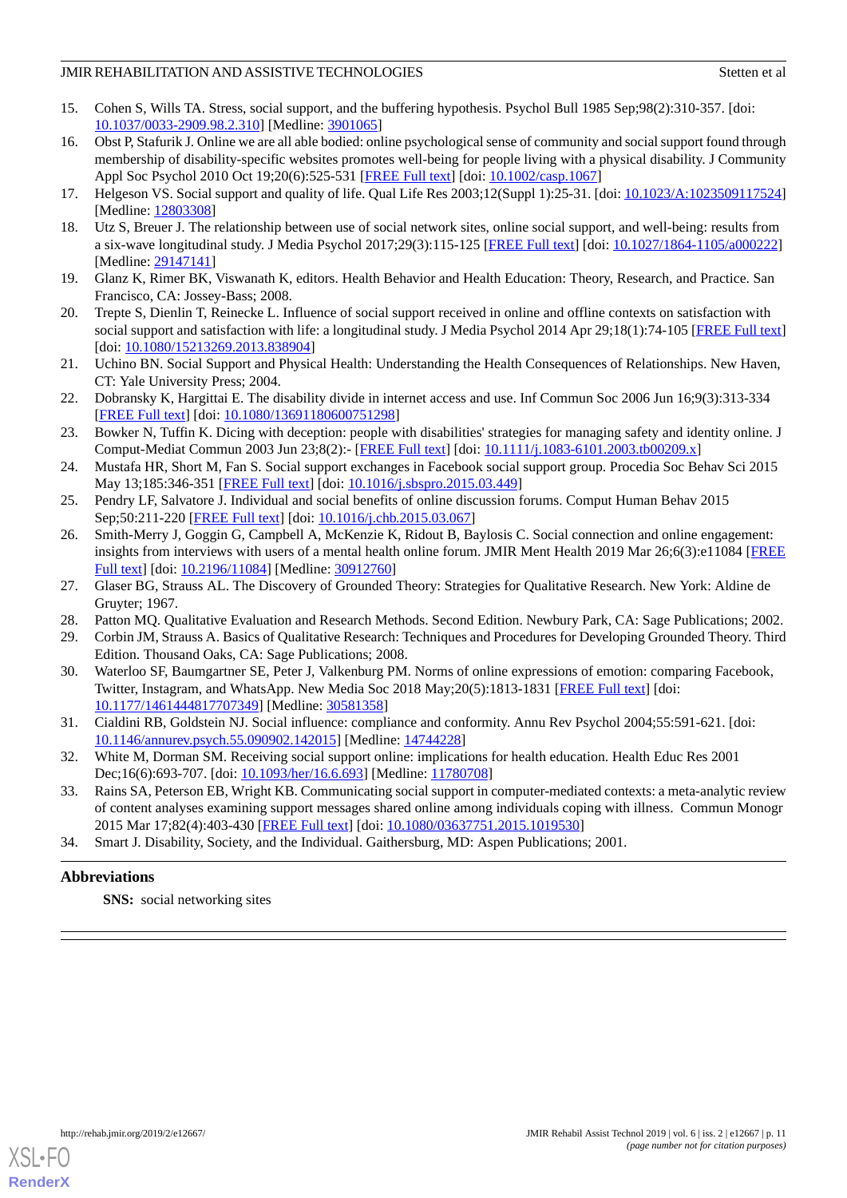15. Cohen S, Wills TA. Stress, social support, and the buffering hypothesis. Psychol Bull 1985 Sep;98(2):310-357. [doi: 10.1037/0033-2909.98.2.310] [Medline: 3901065]
16. Obst P, Stafurik J. Online we are all able bodied: online psychological sense of community and social support found through membership of disability-specific websites promotes well-being for people living with a physical disability. J Community Appl Soc Psychol 2010 Oct 19;20(6):525-531 [FREE Full text] [doi: 10.1002/casp.1067]
17. Helgeson VS. Social support and quality of life. Qual Life Res 2003;12(Suppl 1):25-31. [doi: 10.1023/A:1023509117524] [Medline: 12803308]
18. Utz S, Breuer J. The relationship between use of social network sites, online social support, and well-being: results from a six-wave longitudinal study. J Media Psychol 2017;29(3):115-125 [FREE Full text] [doi: 10.1027/1864-1105/a000222] [Medline: 29147141]
19. Glanz K, Rimer BK, Viswanath K, editors. Health Behavior and Health Education: Theory, Research, and Practice. San Francisco, CA: Jossey-Bass; 2008.
20. Trepte S, Dienlin T, Reinecke L. Influence of social support received in online and offline contexts on satisfaction with social support and satisfaction with life: a longitudinal study. J Media Psychol 2014 Apr 29;18(1):74-105 [FREE Full text] [doi: 10.1080/15213269.2013.838904]
21. Uchino BN. Social Support and Physical Health: Understanding the Health Consequences of Relationships. New Haven, CT: Yale University Press; 2004.
22. Dobransky K, Hargittai E. The disability divide in internet access and use. Inf Commun Soc 2006 Jun 16;9(3):313-334 [FREE Full text] [doi: 10.1080/13691180600751298]
23. Bowker N, Tuffin K. Dicing with deception: people with disabilities' strategies for managing safety and identity online. J Comput-Mediat Commun 2003 Jun 23;8(2):- [FREE Full text] [doi: 10.1111/j.1083-6101.2003.tb00209.x]
24. Mustafa HR, Short M, Fan S. Social support exchanges in Facebook social support group. Procedia Soc Behav Sci 2015 May 13;185:346-351 [FREE Full text] [doi: 10.1016/j.sbspro.2015.03.449]
25. Pendry LF, Salvatore J. Individual and social benefits of online discussion forums. Comput Human Behav 2015 Sep;50:211-220 [FREE Full text] [doi: 10.1016/j.chb.2015.03.067]
26. Smith-Merry J, Goggin G, Campbell A, McKenzie K, Ridout B, Baylosis C. Social connection and online engagement: insights from interviews with users of a mental health online forum. JMIR Ment Health 2019 Mar 26;6(3):e11084 [FREE Full text] [doi: 10.2196/11084] [Medline: 30912760]
27. Glaser BG, Strauss AL. The Discovery of Grounded Theory: Strategies for Qualitative Research. New York: Aldine de Gruyter; 1967.
28. Patton MQ. Qualitative Evaluation and Research Methods. Second Edition. Newbury Park, CA: Sage Publications; 2002.
29. Corbin JM, Strauss A. Basics of Qualitative Research: Techniques and Procedures for Developing Grounded Theory. Third Edition. Thousand Oaks, CA: Sage Publications; 2008.
30. Waterloo SF, Baumgartner SE, Peter J, Valkenburg PM. Norms of online expressions of emotion: comparing Facebook, Twitter, Instagram, and WhatsApp. New Media Soc 2018 May;20(5):1813-1831 [FREE Full text] [doi: 10.1177/1461444817707349] [Medline: 30581358]
31. Cialdini RB, Goldstein NJ. Social influence: compliance and conformity. Annu Rev Psychol 2004;55:591-621. [doi: 10.1146/annurev.psych.55.090902.142015] [Medline: 14744228]
32. White M, Dorman SM. Receiving social support online: implications for health education. Health Educ Res 2001 Dec;16(6):693-707. [doi: 10.1093/her/16.6.693] [Medline: 11780708]
33. Rains SA, Peterson EB, Wright KB. Communicating social support in computer-mediated contexts: a meta-analytic review of content analyses examining support messages shared online among individuals coping with illness. Commun Monogr 2015 Mar 17;82(4):403-430 [FREE Full text] [doi: 10.1080/03637751.2015.1019530]
34. Smart J. Disability, Society, and the Individual. Gaithersburg, MD: Aspen Publications; 2001.

## Abbreviations

**SNS:** social networking sites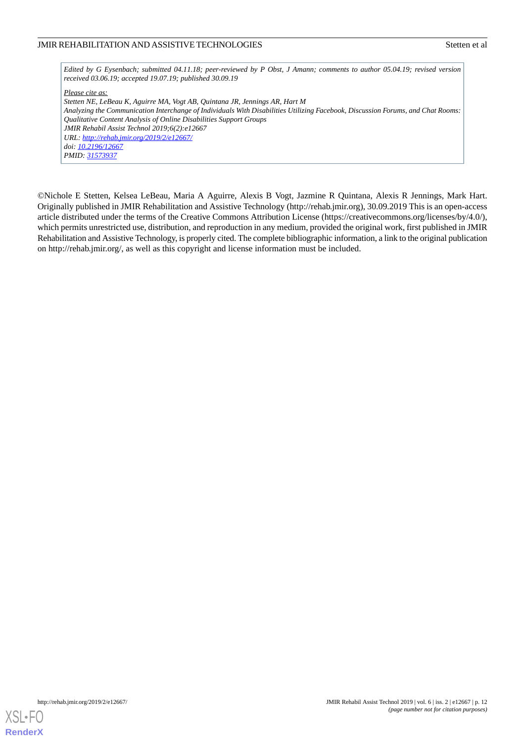*Edited by G Eysenbach; submitted 04.11.18; peer-reviewed by P Obst, J Amann; comments to author 05.04.19; revised version received 03.06.19; accepted 19.07.19; published 30.09.19*

*Please cite as:*
*Stetten NE, LeBeau K, Aguirre MA, Vogt AB, Quintana JR, Jennings AR, Hart M*
*Analyzing the Communication Interchange of Individuals With Disabilities Utilizing Facebook, Discussion Forums, and Chat Rooms: Qualitative Content Analysis of Online Disabilities Support Groups*
*JMIR Rehabil Assist Technol 2019;6(2):e12667*
*URL: http://rehab.jmir.org/2019/2/e12667/*
*doi: 10.2196/12667*
*PMID: 31573937*

©Nichole E Stetten, Kelsea LeBeau, Maria A Aguirre, Alexis B Vogt, Jazmine R Quintana, Alexis R Jennings, Mark Hart. Originally published in JMIR Rehabilitation and Assistive Technology (http://rehab.jmir.org), 30.09.2019 This is an open-access article distributed under the terms of the Creative Commons Attribution License (https://creativecommons.org/licenses/by/4.0/), which permits unrestricted use, distribution, and reproduction in any medium, provided the original work, first published in JMIR Rehabilitation and Assistive Technology, is properly cited. The complete bibliographic information, a link to the original publication on http://rehab.jmir.org/, as well as this copyright and license information must be included.